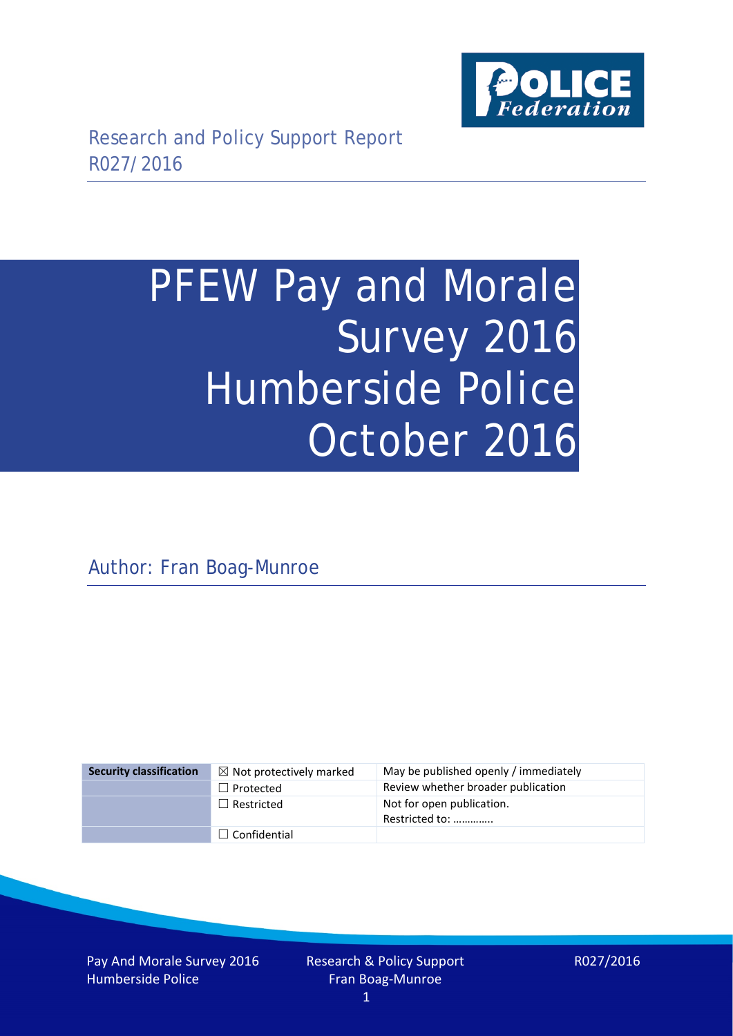Research and Policy Support Report
R027/2016

# PFEW Pay and Morale Survey 2016 Humberside Police October 2016

Author: Fran Boag-Munroe

| Security classification | ☒ Not protectively marked | May be published openly / immediately |
|---|---|---|
| | ☐ Protected | Review whether broader publication |
| | ☐ Restricted | Not for open publication. Restricted to: ………….. |
| | ☐ Confidential | |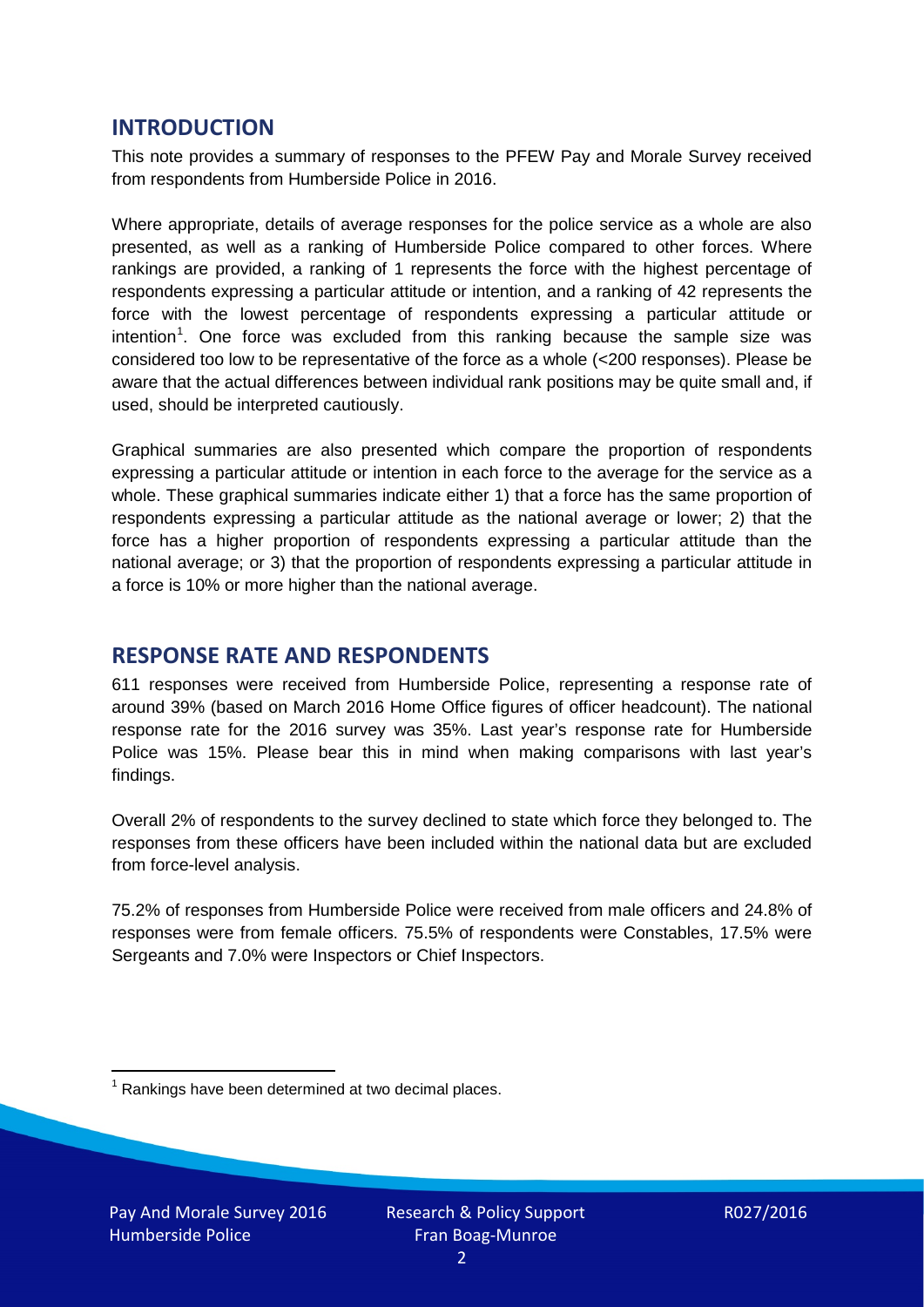## INTRODUCTION

This note provides a summary of responses to the PFEW Pay and Morale Survey received from respondents from Humberside Police in 2016.

Where appropriate, details of average responses for the police service as a whole are also presented, as well as a ranking of Humberside Police compared to other forces. Where rankings are provided, a ranking of 1 represents the force with the highest percentage of respondents expressing a particular attitude or intention, and a ranking of 42 represents the force with the lowest percentage of respondents expressing a particular attitude or intention[1]. One force was excluded from this ranking because the sample size was considered too low to be representative of the force as a whole (<200 responses). Please be aware that the actual differences between individual rank positions may be quite small and, if used, should be interpreted cautiously.

Graphical summaries are also presented which compare the proportion of respondents expressing a particular attitude or intention in each force to the average for the service as a whole. These graphical summaries indicate either 1) that a force has the same proportion of respondents expressing a particular attitude as the national average or lower; 2) that the force has a higher proportion of respondents expressing a particular attitude than the national average; or 3) that the proportion of respondents expressing a particular attitude in a force is 10% or more higher than the national average.

## RESPONSE RATE AND RESPONDENTS

611 responses were received from Humberside Police, representing a response rate of around 39% (based on March 2016 Home Office figures of officer headcount). The national response rate for the 2016 survey was 35%. Last year's response rate for Humberside Police was 15%. Please bear this in mind when making comparisons with last year's findings.

Overall 2% of respondents to the survey declined to state which force they belonged to. The responses from these officers have been included within the national data but are excluded from force-level analysis.

75.2% of responses from Humberside Police were received from male officers and 24.8% of responses were from female officers. 75.5% of respondents were Constables, 17.5% were Sergeants and 7.0% were Inspectors or Chief Inspectors.

[1] Rankings have been determined at two decimal places.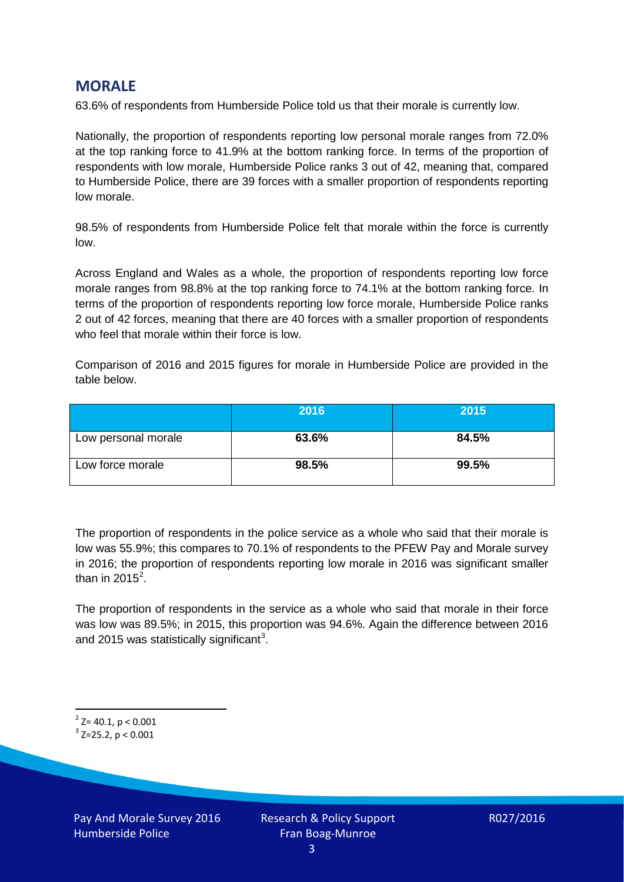## MORALE

63.6% of respondents from Humberside Police told us that their morale is currently low.

Nationally, the proportion of respondents reporting low personal morale ranges from 72.0% at the top ranking force to 41.9% at the bottom ranking force. In terms of the proportion of respondents with low morale, Humberside Police ranks 3 out of 42, meaning that, compared to Humberside Police, there are 39 forces with a smaller proportion of respondents reporting low morale.

98.5% of respondents from Humberside Police felt that morale within the force is currently low.

Across England and Wales as a whole, the proportion of respondents reporting low force morale ranges from 98.8% at the top ranking force to 74.1% at the bottom ranking force. In terms of the proportion of respondents reporting low force morale, Humberside Police ranks 2 out of 42 forces, meaning that there are 40 forces with a smaller proportion of respondents who feel that morale within their force is low.

Comparison of 2016 and 2015 figures for morale in Humberside Police are provided in the table below.

| | 2016 | 2015 |
|---|---|---|
| Low personal morale | **63.6%** | **84.5%** |
| Low force morale | **98.5%** | **99.5%** |

The proportion of respondents in the police service as a whole who said that their morale is low was 55.9%; this compares to 70.1% of respondents to the PFEW Pay and Morale survey in 2016; the proportion of respondents reporting low morale in 2016 was significant smaller than in 2015[2].

The proportion of respondents in the service as a whole who said that morale in their force was low was 89.5%; in 2015, this proportion was 94.6%. Again the difference between 2016 and 2015 was statistically significant[3].

---

[2] $Z = 40.1$, $p < 0.001$

[3] $Z = 25.2$, $p < 0.001$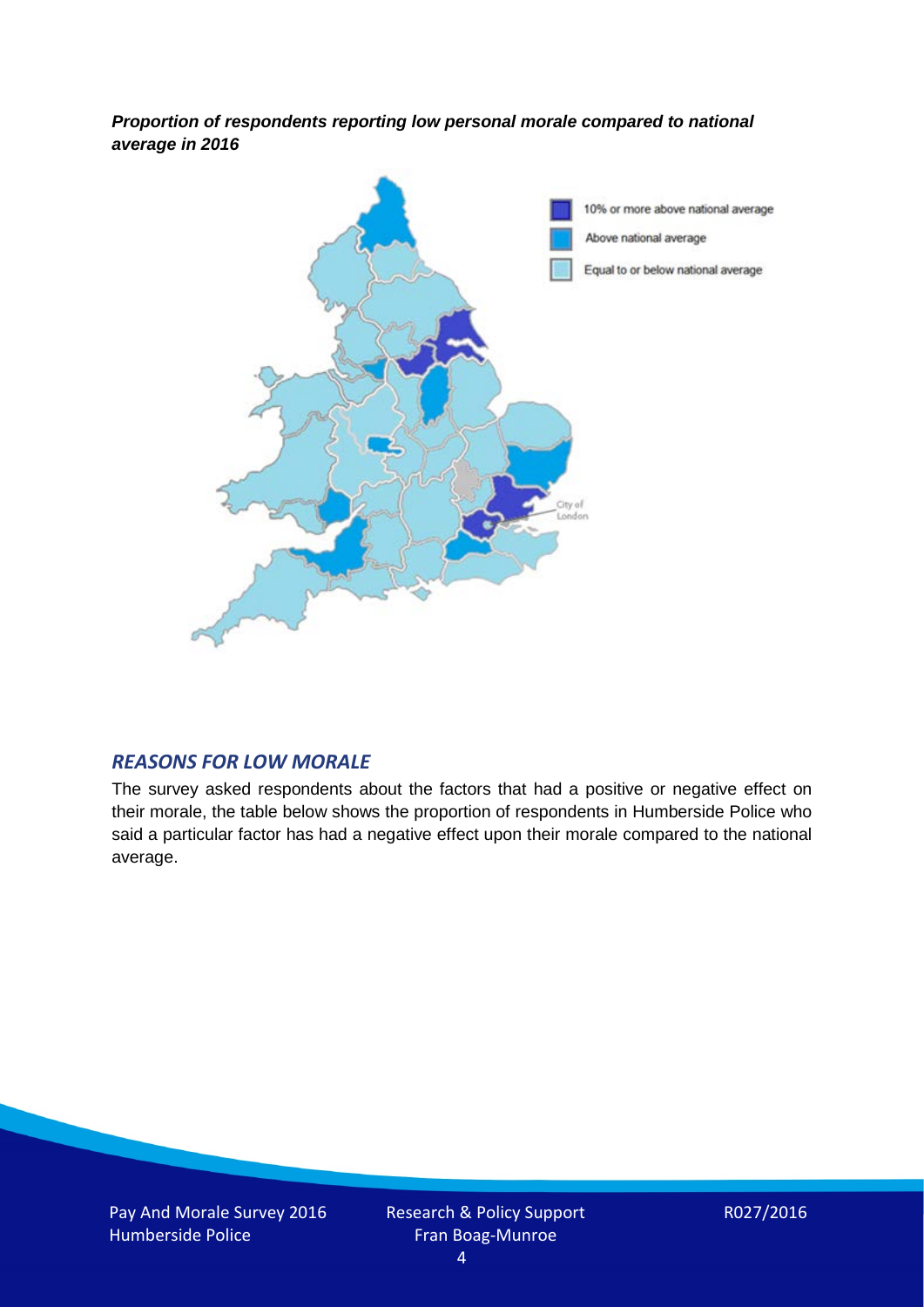***Proportion of respondents reporting low personal morale compared to national average in 2016***

## *REASONS FOR LOW MORALE*

The survey asked respondents about the factors that had a positive or negative effect on their morale, the table below shows the proportion of respondents in Humberside Police who said a particular factor has had a negative effect upon their morale compared to the national average.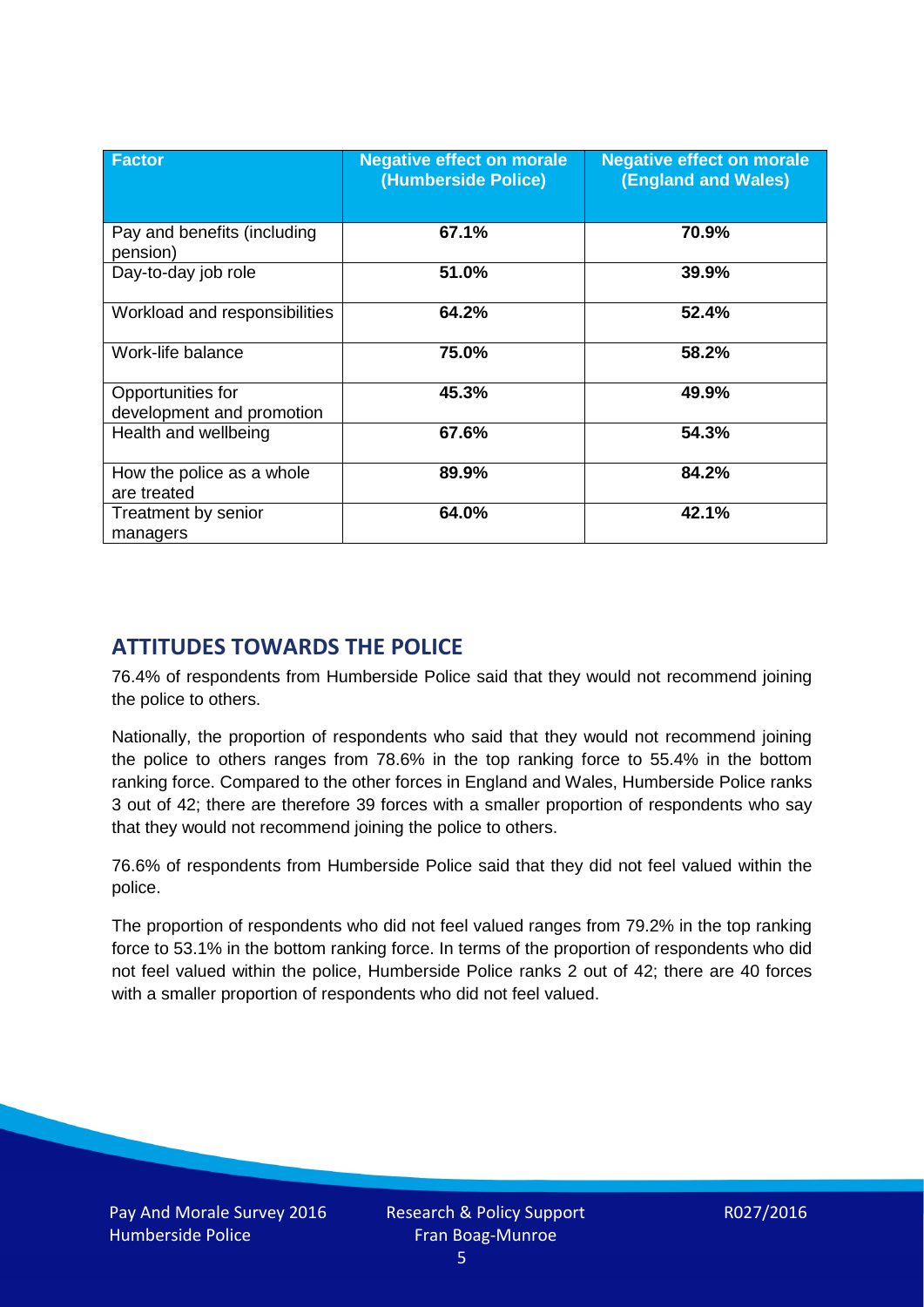| Factor | Negative effect on morale (Humberside Police) | Negative effect on morale (England and Wales) |
| --- | --- | --- |
| Pay and benefits (including pension) | **67.1%** | **70.9%** |
| Day-to-day job role | **51.0%** | **39.9%** |
| Workload and responsibilities | **64.2%** | **52.4%** |
| Work-life balance | **75.0%** | **58.2%** |
| Opportunities for development and promotion | **45.3%** | **49.9%** |
| Health and wellbeing | **67.6%** | **54.3%** |
| How the police as a whole are treated | **89.9%** | **84.2%** |
| Treatment by senior managers | **64.0%** | **42.1%** |

## ATTITUDES TOWARDS THE POLICE

76.4% of respondents from Humberside Police said that they would not recommend joining the police to others.

Nationally, the proportion of respondents who said that they would not recommend joining the police to others ranges from 78.6% in the top ranking force to 55.4% in the bottom ranking force. Compared to the other forces in England and Wales, Humberside Police ranks 3 out of 42; there are therefore 39 forces with a smaller proportion of respondents who say that they would not recommend joining the police to others.

76.6% of respondents from Humberside Police said that they did not feel valued within the police.

The proportion of respondents who did not feel valued ranges from 79.2% in the top ranking force to 53.1% in the bottom ranking force. In terms of the proportion of respondents who did not feel valued within the police, Humberside Police ranks 2 out of 42; there are 40 forces with a smaller proportion of respondents who did not feel valued.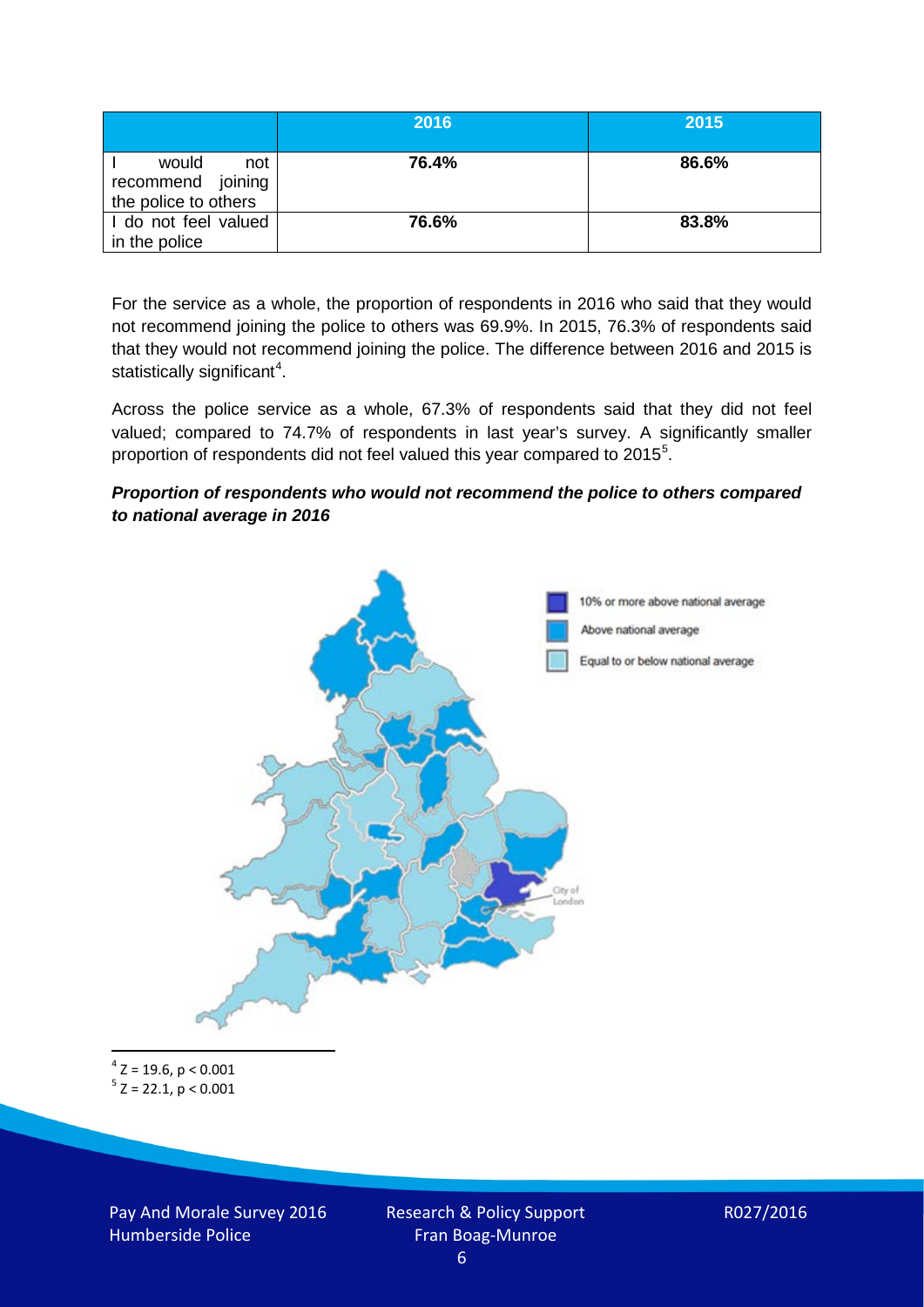| | 2016 | 2015 |
|---|---|---|
| I would not recommend joining the police to others | **76.4%** | **86.6%** |
| I do not feel valued in the police | **76.6%** | **83.8%** |

For the service as a whole, the proportion of respondents in 2016 who said that they would not recommend joining the police to others was 69.9%. In 2015, 76.3% of respondents said that they would not recommend joining the police. The difference between 2016 and 2015 is statistically significant[4].

Across the police service as a whole, 67.3% of respondents said that they did not feel valued; compared to 74.7% of respondents in last year's survey. A significantly smaller proportion of respondents did not feel valued this year compared to 2015[5].

***Proportion of respondents who would not recommend the police to others compared to national average in 2016***

10% or more above national average

Above national average

Equal to or below national average

City of London

[4] $Z = 19.6$, $p < 0.001$

[5] $Z = 22.1$, $p < 0.001$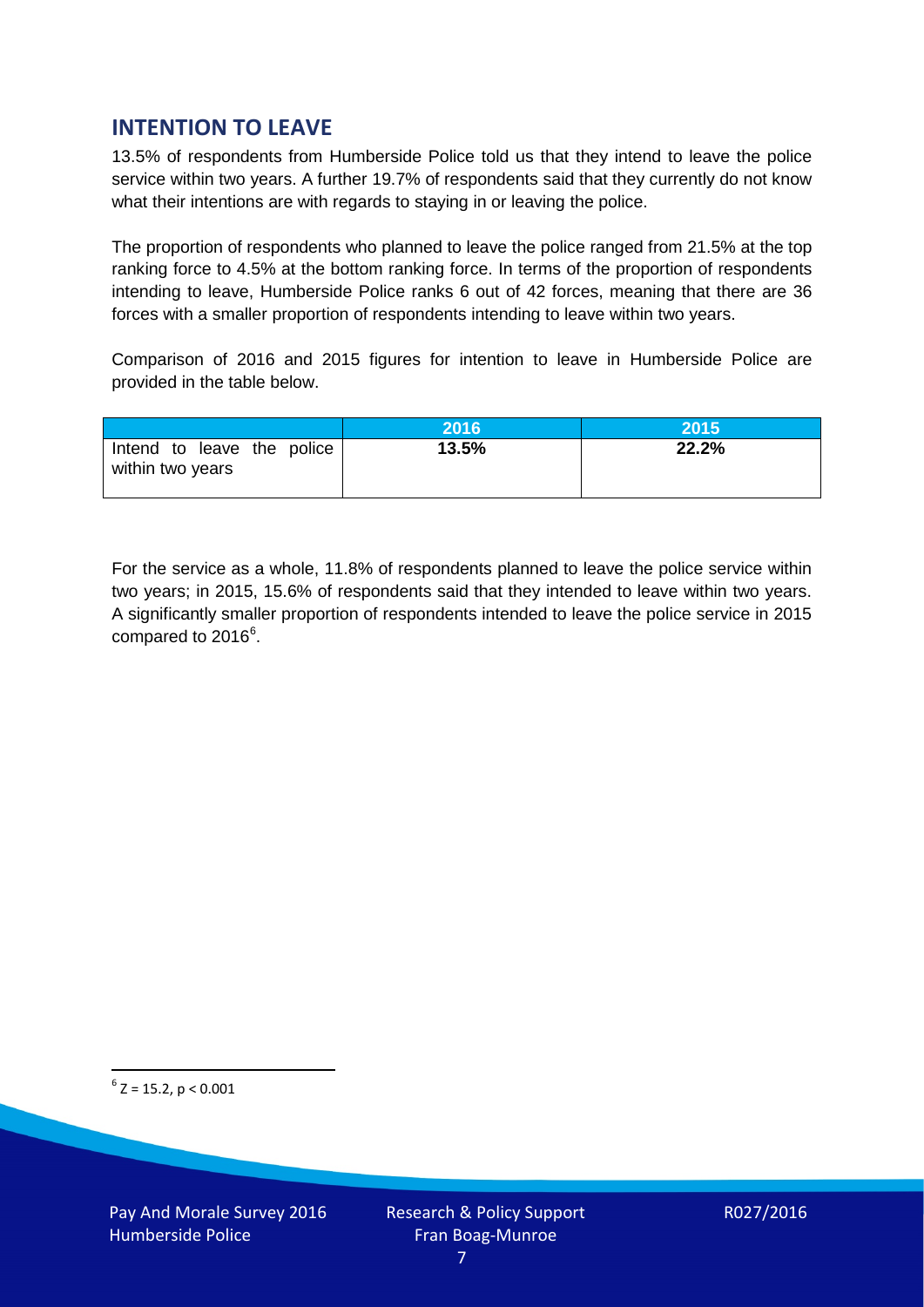## INTENTION TO LEAVE

13.5% of respondents from Humberside Police told us that they intend to leave the police service within two years. A further 19.7% of respondents said that they currently do not know what their intentions are with regards to staying in or leaving the police.

The proportion of respondents who planned to leave the police ranged from 21.5% at the top ranking force to 4.5% at the bottom ranking force. In terms of the proportion of respondents intending to leave, Humberside Police ranks 6 out of 42 forces, meaning that there are 36 forces with a smaller proportion of respondents intending to leave within two years.

Comparison of 2016 and 2015 figures for intention to leave in Humberside Police are provided in the table below.

| | 2016 | 2015 |
|---|---|---|
| Intend to leave the police within two years | **13.5%** | **22.2%** |

For the service as a whole, 11.8% of respondents planned to leave the police service within two years; in 2015, 15.6% of respondents said that they intended to leave within two years. A significantly smaller proportion of respondents intended to leave the police service in 2015 compared to 2016[6].

[6] $Z = 15.2$, $p < 0.001$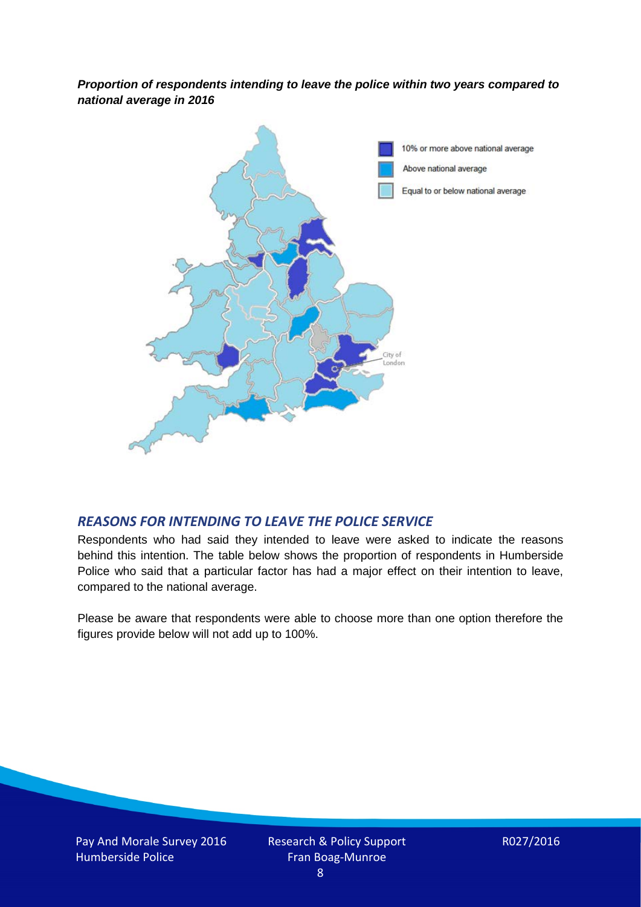***Proportion of respondents intending to leave the police within two years compared to national average in 2016***

## *REASONS FOR INTENDING TO LEAVE THE POLICE SERVICE*

Respondents who had said they intended to leave were asked to indicate the reasons behind this intention. The table below shows the proportion of respondents in Humberside Police who said that a particular factor has had a major effect on their intention to leave, compared to the national average.

Please be aware that respondents were able to choose more than one option therefore the figures provide below will not add up to 100%.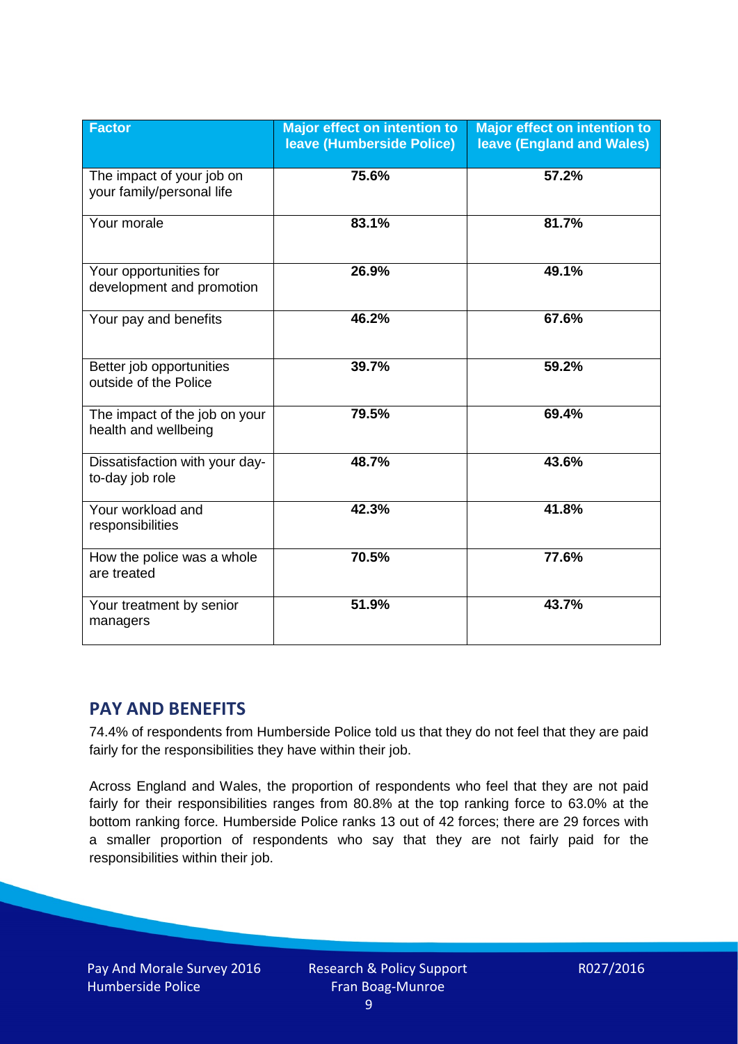| Factor | Major effect on intention to leave (Humberside Police) | Major effect on intention to leave (England and Wales) |
|---|---|---|
| The impact of your job on your family/personal life | **75.6%** | **57.2%** |
| Your morale | **83.1%** | **81.7%** |
| Your opportunities for development and promotion | **26.9%** | **49.1%** |
| Your pay and benefits | **46.2%** | **67.6%** |
| Better job opportunities outside of the Police | **39.7%** | **59.2%** |
| The impact of the job on your health and wellbeing | **79.5%** | **69.4%** |
| Dissatisfaction with your day-to-day job role | **48.7%** | **43.6%** |
| Your workload and responsibilities | **42.3%** | **41.8%** |
| How the police was a whole are treated | **70.5%** | **77.6%** |
| Your treatment by senior managers | **51.9%** | **43.7%** |

## PAY AND BENEFITS

74.4% of respondents from Humberside Police told us that they do not feel that they are paid fairly for the responsibilities they have within their job.

Across England and Wales, the proportion of respondents who feel that they are not paid fairly for their responsibilities ranges from 80.8% at the top ranking force to 63.0% at the bottom ranking force. Humberside Police ranks 13 out of 42 forces; there are 29 forces with a smaller proportion of respondents who say that they are not fairly paid for the responsibilities within their job.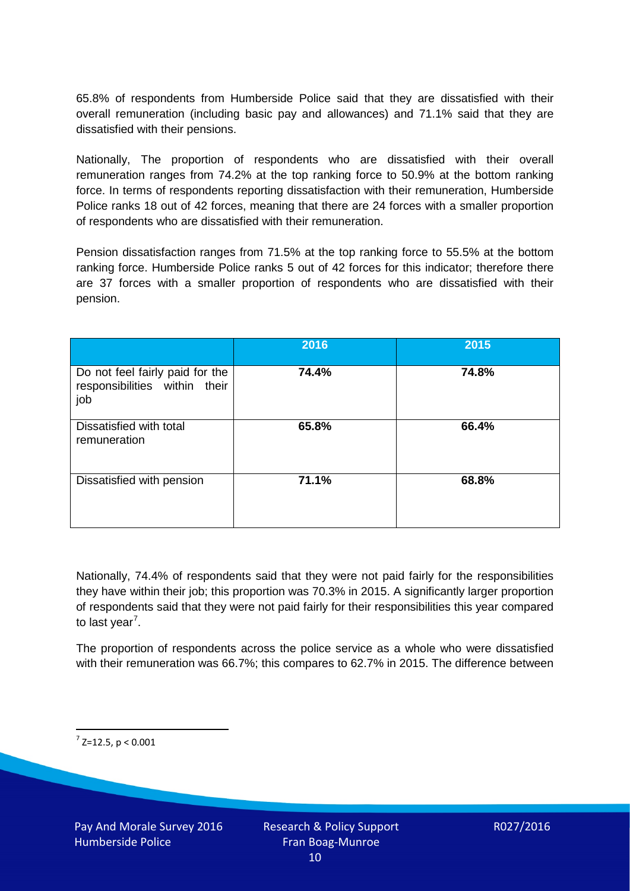65.8% of respondents from Humberside Police said that they are dissatisfied with their overall remuneration (including basic pay and allowances) and 71.1% said that they are dissatisfied with their pensions.

Nationally, The proportion of respondents who are dissatisfied with their overall remuneration ranges from 74.2% at the top ranking force to 50.9% at the bottom ranking force. In terms of respondents reporting dissatisfaction with their remuneration, Humberside Police ranks 18 out of 42 forces, meaning that there are 24 forces with a smaller proportion of respondents who are dissatisfied with their remuneration.

Pension dissatisfaction ranges from 71.5% at the top ranking force to 55.5% at the bottom ranking force. Humberside Police ranks 5 out of 42 forces for this indicator; therefore there are 37 forces with a smaller proportion of respondents who are dissatisfied with their pension.

| | 2016 | 2015 |
|---|---|---|
| Do not feel fairly paid for the responsibilities within their job | **74.4%** | **74.8%** |
| Dissatisfied with total remuneration | **65.8%** | **66.4%** |
| Dissatisfied with pension | **71.1%** | **68.8%** |

Nationally, 74.4% of respondents said that they were not paid fairly for the responsibilities they have within their job; this proportion was 70.3% in 2015. A significantly larger proportion of respondents said that they were not paid fairly for their responsibilities this year compared to last year[7].

The proportion of respondents across the police service as a whole who were dissatisfied with their remuneration was 66.7%; this compares to 62.7% in 2015. The difference between

[7] $Z=12.5$, $p < 0.001$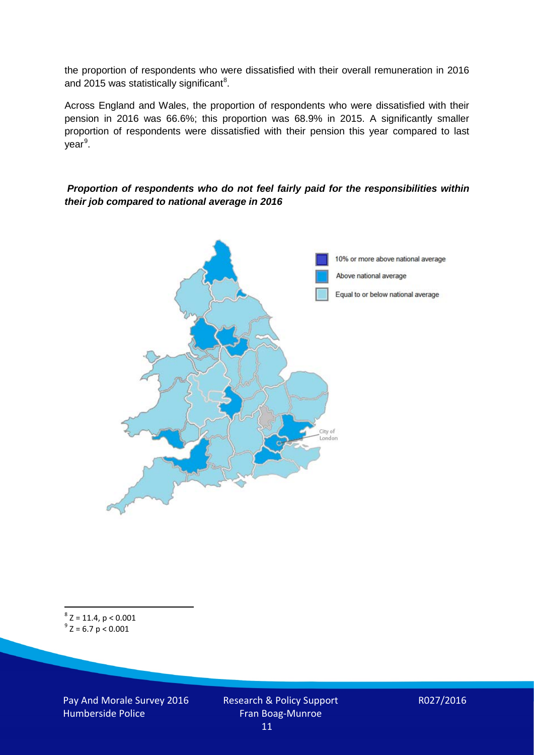the proportion of respondents who were dissatisfied with their overall remuneration in 2016 and 2015 was statistically significant[8].

Across England and Wales, the proportion of respondents who were dissatisfied with their pension in 2016 was 66.6%; this proportion was 68.9% in 2015. A significantly smaller proportion of respondents were dissatisfied with their pension this year compared to last year[9].

***Proportion of respondents who do not feel fairly paid for the responsibilities within their job compared to national average in 2016***

[8] $Z = 11.4$, $p < 0.001$

[9] $Z = 6.7$ $p < 0.001$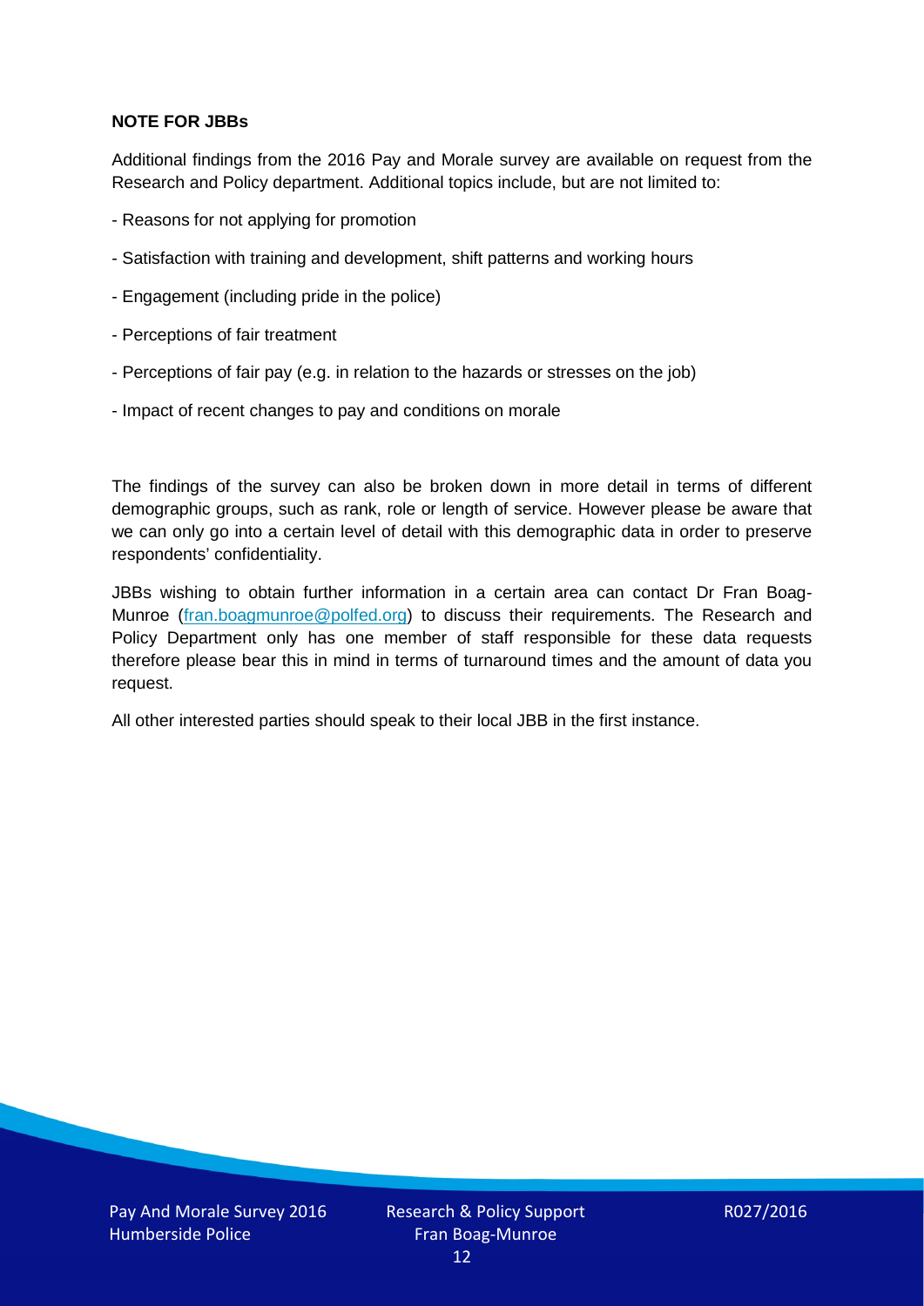**NOTE FOR JBBs**

Additional findings from the 2016 Pay and Morale survey are available on request from the Research and Policy department. Additional topics include, but are not limited to:

- Reasons for not applying for promotion
- Satisfaction with training and development, shift patterns and working hours
- Engagement (including pride in the police)
- Perceptions of fair treatment
- Perceptions of fair pay (e.g. in relation to the hazards or stresses on the job)
- Impact of recent changes to pay and conditions on morale

The findings of the survey can also be broken down in more detail in terms of different demographic groups, such as rank, role or length of service. However please be aware that we can only go into a certain level of detail with this demographic data in order to preserve respondents' confidentiality.

JBBs wishing to obtain further information in a certain area can contact Dr Fran Boag-Munroe (fran.boagmunroe@polfed.org) to discuss their requirements. The Research and Policy Department only has one member of staff responsible for these data requests therefore please bear this in mind in terms of turnaround times and the amount of data you request.

All other interested parties should speak to their local JBB in the first instance.